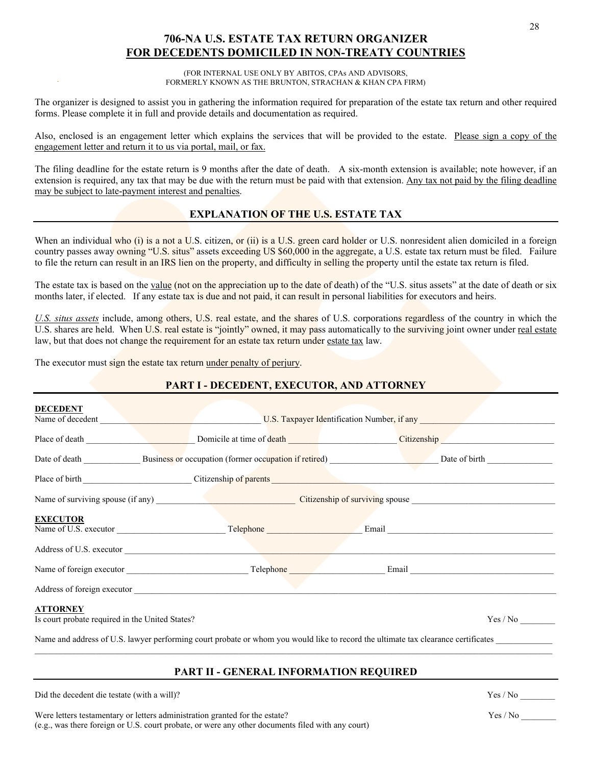# 706-NA U.S. ESTATE TAX RETURN ORGANIZER
# FOR DECEDENTS DOMICILED IN NON-TREATY COUNTRIES

(FOR INTERNAL USE ONLY BY ABITOS, CPAs AND ADVISORS,
FORMERLY KNOWN AS THE BRUNTON, STRACHAN & KHAN CPA FIRM)

The organizer is designed to assist you in gathering the information required for preparation of the estate tax return and other required forms. Please complete it in full and provide details and documentation as required.

Also, enclosed is an engagement letter which explains the services that will be provided to the estate. Please sign a copy of the engagement letter and return it to us via portal, mail, or fax.

The filing deadline for the estate return is 9 months after the date of death. A six-month extension is available; note however, if an extension is required, any tax that may be due with the return must be paid with that extension. Any tax not paid by the filing deadline may be subject to late-payment interest and penalties.

## EXPLANATION OF THE U.S. ESTATE TAX

When an individual who (i) is a not a U.S. citizen, or (ii) is a U.S. green card holder or U.S. nonresident alien domiciled in a foreign country passes away owning "U.S. situs" assets exceeding US $60,000 in the aggregate, a U.S. estate tax return must be filed. Failure to file the return can result in an IRS lien on the property, and difficulty in selling the property until the estate tax return is filed.

The estate tax is based on the value (not on the appreciation up to the date of death) of the "U.S. situs assets" at the date of death or six months later, if elected. If any estate tax is due and not paid, it can result in personal liabilities for executors and heirs.

*U.S. situs assets* include, among others, U.S. real estate, and the shares of U.S. corporations regardless of the country in which the U.S. shares are held. When U.S. real estate is "jointly" owned, it may pass automatically to the surviving joint owner under real estate law, but that does not change the requirement for an estate tax return under estate tax law.

The executor must sign the estate tax return under penalty of perjury.

## PART I - DECEDENT, EXECUTOR, AND ATTORNEY

**DECEDENT**

Name of decedent ____________________ U.S. Taxpayer Identification Number, if any ____________________

Place of death ____________________ Domicile at time of death ____________________ Citizenship ____________________

Date of death __________ Business or occupation (former occupation if retired) ____________________ Date of birth __________

Place of birth ____________________ Citizenship of parents ____________________

Name of surviving spouse (if any) ____________________ Citizenship of surviving spouse ____________________

**EXECUTOR**

Name of U.S. executor ____________________ Telephone ____________________ Email ____________________

Address of U.S. executor ____________________

Name of foreign executor ____________________ Telephone ____________________ Email ____________________

Address of foreign executor ____________________

**ATTORNEY**

Is court probate required in the United States? Yes / No ________

Name and address of U.S. lawyer performing court probate or whom you would like to record the ultimate tax clearance certificates ____________________

## PART II - GENERAL INFORMATION REQUIRED

Did the decedent die testate (with a will)? Yes / No ________

Were letters testamentary or letters administration granted for the estate? Yes / No ________
(e.g., was there foreign or U.S. court probate, or were any other documents filed with any court)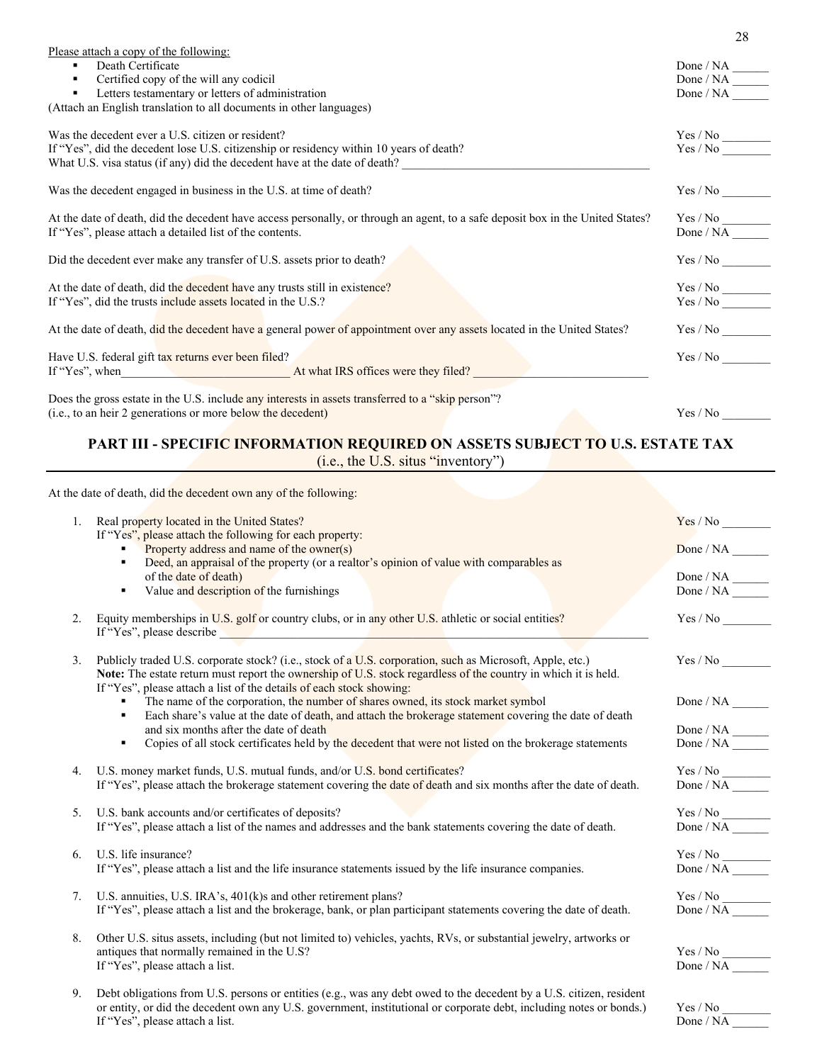Please attach a copy of the following:

- Death Certificate — Done / NA ______
- Certified copy of the will any codicil — Done / NA ______
- Letters testamentary or letters of administration — Done / NA ______

(Attach an English translation to all documents in other languages)

Was the decedent ever a U.S. citizen or resident? — Yes / No ________
If "Yes", did the decedent lose U.S. citizenship or residency within 10 years of death? — Yes / No ________
What U.S. visa status (if any) did the decedent have at the date of death? ________________________________________

Was the decedent engaged in business in the U.S. at time of death? — Yes / No ________

At the date of death, did the decedent have access personally, or through an agent, to a safe deposit box in the United States? — Yes / No ________
If "Yes", please attach a detailed list of the contents. — Done / NA ______

Did the decedent ever make any transfer of U.S. assets prior to death? — Yes / No ________

At the date of death, did the decedent have any trusts still in existence? — Yes / No ________
If "Yes", did the trusts include assets located in the U.S.? — Yes / No ________

At the date of death, did the decedent have a general power of appointment over any assets located in the United States? — Yes / No ________

Have U.S. federal gift tax returns ever been filed? — Yes / No ________
If "Yes", when____________________________ At what IRS offices were they filed? _____________________________

Does the gross estate in the U.S. include any interests in assets transferred to a "skip person"?
(i.e., to an heir 2 generations or more below the decedent) — Yes / No ________

## PART III - SPECIFIC INFORMATION REQUIRED ON ASSETS SUBJECT TO U.S. ESTATE TAX
(i.e., the U.S. situs "inventory")

At the date of death, did the decedent own any of the following:

1. Real property located in the United States? — Yes / No ________
   If "Yes", please attach the following for each property:
   - Property address and name of the owner(s) — Done / NA ______
   - Deed, an appraisal of the property (or a realtor's opinion of value with comparables as of the date of death) — Done / NA ______
   - Value and description of the furnishings — Done / NA ______

2. Equity memberships in U.S. golf or country clubs, or in any other U.S. athletic or social entities? — Yes / No ________
   If "Yes", please describe ____________________________________________________________________

3. Publicly traded U.S. corporate stock? (i.e., stock of a U.S. corporation, such as Microsoft, Apple, etc.) — Yes / No ________
   **Note:** The estate return must report the ownership of U.S. stock regardless of the country in which it is held.
   If "Yes", please attach a list of the details of each stock showing:
   - The name of the corporation, the number of shares owned, its stock market symbol — Done / NA ______
   - Each share's value at the date of death, and attach the brokerage statement covering the date of death and six months after the date of death — Done / NA ______
   - Copies of all stock certificates held by the decedent that were not listed on the brokerage statements — Done / NA ______

4. U.S. money market funds, U.S. mutual funds, and/or U.S. bond certificates? — Yes / No ________
   If "Yes", please attach the brokerage statement covering the date of death and six months after the date of death. — Done / NA ______

5. U.S. bank accounts and/or certificates of deposits? — Yes / No ________
   If "Yes", please attach a list of the names and addresses and the bank statements covering the date of death. — Done / NA ______

6. U.S. life insurance? — Yes / No ________
   If "Yes", please attach a list and the life insurance statements issued by the life insurance companies. — Done / NA ______

7. U.S. annuities, U.S. IRA's, 401(k)s and other retirement plans? — Yes / No ________
   If "Yes", please attach a list and the brokerage, bank, or plan participant statements covering the date of death. — Done / NA ______

8. Other U.S. situs assets, including (but not limited to) vehicles, yachts, RVs, or substantial jewelry, artworks or antiques that normally remained in the U.S? — Yes / No ________
   If "Yes", please attach a list. — Done / NA ______

9. Debt obligations from U.S. persons or entities (e.g., was any debt owed to the decedent by a U.S. citizen, resident or entity, or did the decedent own any U.S. government, institutional or corporate debt, including notes or bonds.) — Yes / No ________
   If "Yes", please attach a list. — Done / NA ______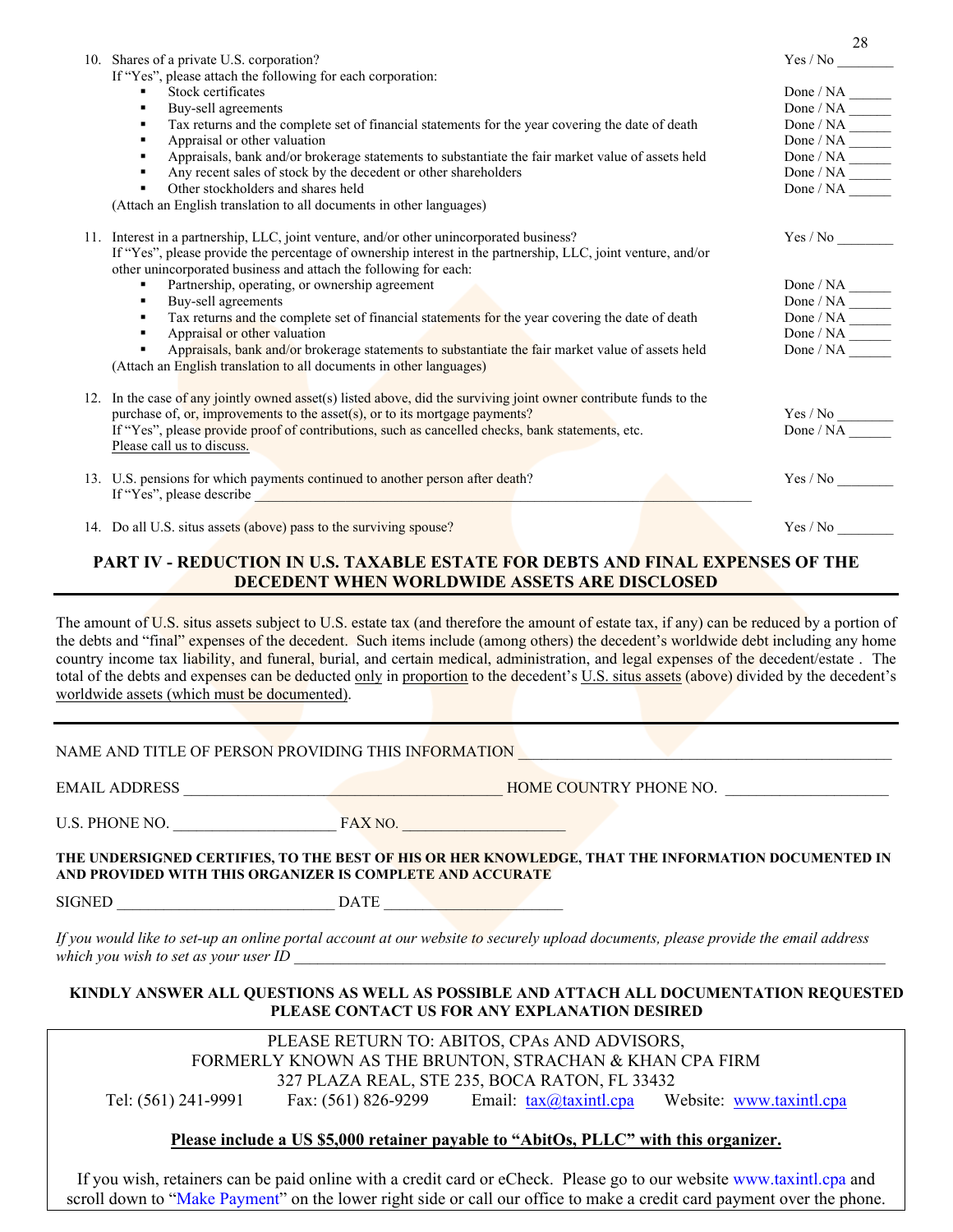10. Shares of a private U.S. corporation? Yes / No ________
    If "Yes", please attach the following for each corporation:
    - Stock certificates Done / NA ______
    - Buy-sell agreements Done / NA ______
    - Tax returns and the complete set of financial statements for the year covering the date of death Done / NA ______
    - Appraisal or other valuation Done / NA ______
    - Appraisals, bank and/or brokerage statements to substantiate the fair market value of assets held Done / NA ______
    - Any recent sales of stock by the decedent or other shareholders Done / NA ______
    - Other stockholders and shares held Done / NA ______

    (Attach an English translation to all documents in other languages)

11. Interest in a partnership, LLC, joint venture, and/or other unincorporated business? Yes / No ________
    If "Yes", please provide the percentage of ownership interest in the partnership, LLC, joint venture, and/or other unincorporated business and attach the following for each:
    - Partnership, operating, or ownership agreement Done / NA ______
    - Buy-sell agreements Done / NA ______
    - Tax returns and the complete set of financial statements for the year covering the date of death Done / NA ______
    - Appraisal or other valuation Done / NA ______
    - Appraisals, bank and/or brokerage statements to substantiate the fair market value of assets held Done / NA ______

    (Attach an English translation to all documents in other languages)

12. In the case of any jointly owned asset(s) listed above, did the surviving joint owner contribute funds to the purchase of, or, improvements to the asset(s), or to its mortgage payments? Yes / No ________
    If "Yes", please provide proof of contributions, such as cancelled checks, bank statements, etc. Done / NA ______
    Please call us to discuss.

13. U.S. pensions for which payments continued to another person after death? Yes / No ________
    If "Yes", please describe ____________________________________________________________________

14. Do all U.S. situs assets (above) pass to the surviving spouse? Yes / No ________

## PART IV - REDUCTION IN U.S. TAXABLE ESTATE FOR DEBTS AND FINAL EXPENSES OF THE DECEDENT WHEN WORLDWIDE ASSETS ARE DISCLOSED

The amount of U.S. situs assets subject to U.S. estate tax (and therefore the amount of estate tax, if any) can be reduced by a portion of the debts and "final" expenses of the decedent. Such items include (among others) the decedent's worldwide debt including any home country income tax liability, and funeral, burial, and certain medical, administration, and legal expenses of the decedent/estate . The total of the debts and expenses can be deducted only in proportion to the decedent's U.S. situs assets (above) divided by the decedent's worldwide assets (which must be documented).

---

NAME AND TITLE OF PERSON PROVIDING THIS INFORMATION ______________________________________________

EMAIL ADDRESS ________________________________________ HOME COUNTRY PHONE NO. ____________________

U.S. PHONE NO. ____________________ FAX NO. ____________________

**THE UNDERSIGNED CERTIFIES, TO THE BEST OF HIS OR HER KNOWLEDGE, THAT THE INFORMATION DOCUMENTED IN AND PROVIDED WITH THIS ORGANIZER IS COMPLETE AND ACCURATE**

SIGNED ___________________________ DATE ______________________

*If you would like to set-up an online portal account at our website to securely upload documents, please provide the email address which you wish to set as your user ID* ____________________________________________________________________________

**KINDLY ANSWER ALL QUESTIONS AS WELL AS POSSIBLE AND ATTACH ALL DOCUMENTATION REQUESTED PLEASE CONTACT US FOR ANY EXPLANATION DESIRED**

PLEASE RETURN TO: ABITOS, CPAs AND ADVISORS,
FORMERLY KNOWN AS THE BRUNTON, STRACHAN & KHAN CPA FIRM
327 PLAZA REAL, STE 235, BOCA RATON, FL 33432
Tel: (561) 241-9991 Fax: (561) 826-9299 Email: tax@taxintl.cpa Website: www.taxintl.cpa

**Please include a US $5,000 retainer payable to "AbitOs, PLLC" with this organizer.**

If you wish, retainers can be paid online with a credit card or eCheck. Please go to our website www.taxintl.cpa and scroll down to "Make Payment" on the lower right side or call our office to make a credit card payment over the phone.